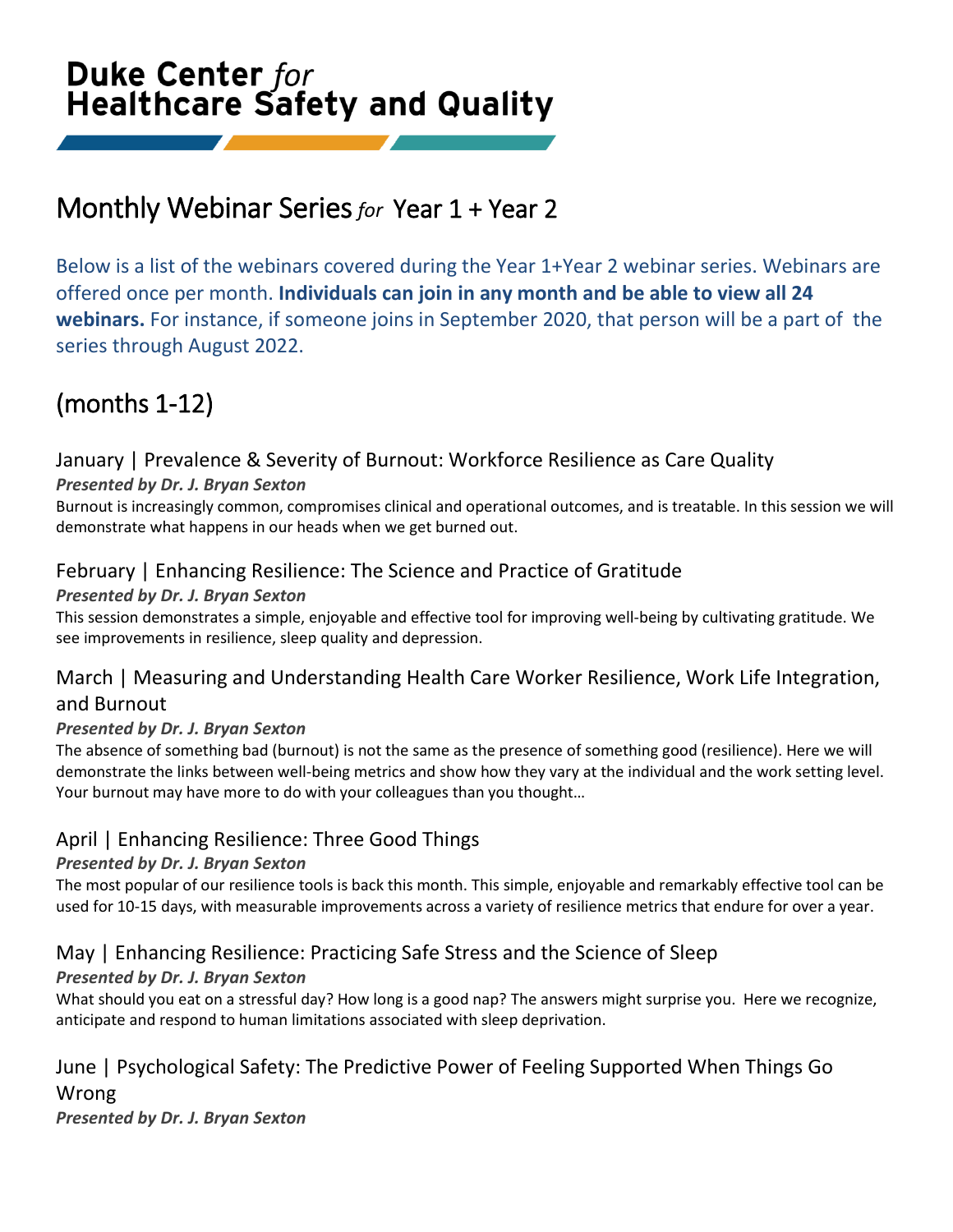# Duke Center *for* Healthcare Safety and Quality

## Monthly Webinar Series *for* Year 1 + Year 2

Below is a list of the webinars covered during the Year 1+Year 2 webinar series. Webinars are offered once per month. **Individuals can join in any month and be able to view all 24 webinars.** For instance, if someone joins in September 2020, that person will be a part of the series through August 2022.

## (months 1-12)

### January | Prevalence & Severity of Burnout: Workforce Resilience as Care Quality

***Presented by Dr. J. Bryan Sexton***

Burnout is increasingly common, compromises clinical and operational outcomes, and is treatable. In this session we will demonstrate what happens in our heads when we get burned out.

### February | Enhancing Resilience: The Science and Practice of Gratitude

***Presented by Dr. J. Bryan Sexton***

This session demonstrates a simple, enjoyable and effective tool for improving well-being by cultivating gratitude. We see improvements in resilience, sleep quality and depression.

### March | Measuring and Understanding Health Care Worker Resilience, Work Life Integration, and Burnout

***Presented by Dr. J. Bryan Sexton***

The absence of something bad (burnout) is not the same as the presence of something good (resilience). Here we will demonstrate the links between well-being metrics and show how they vary at the individual and the work setting level. Your burnout may have more to do with your colleagues than you thought…

### April | Enhancing Resilience: Three Good Things

***Presented by Dr. J. Bryan Sexton***

The most popular of our resilience tools is back this month. This simple, enjoyable and remarkably effective tool can be used for 10-15 days, with measurable improvements across a variety of resilience metrics that endure for over a year.

### May | Enhancing Resilience: Practicing Safe Stress and the Science of Sleep

***Presented by Dr. J. Bryan Sexton***

What should you eat on a stressful day? How long is a good nap? The answers might surprise you. Here we recognize, anticipate and respond to human limitations associated with sleep deprivation.

### June | Psychological Safety: The Predictive Power of Feeling Supported When Things Go Wrong

***Presented by Dr. J. Bryan Sexton***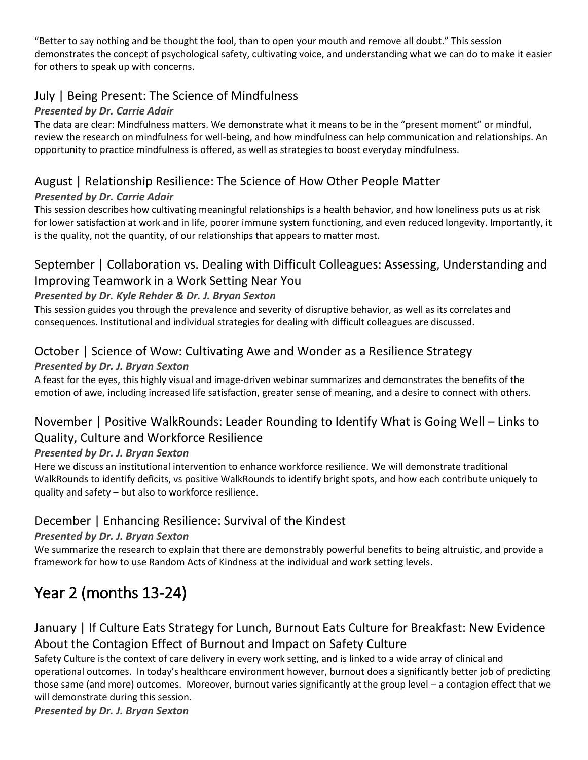"Better to say nothing and be thought the fool, than to open your mouth and remove all doubt." This session demonstrates the concept of psychological safety, cultivating voice, and understanding what we can do to make it easier for others to speak up with concerns.

### July | Being Present: The Science of Mindfulness

***Presented by Dr. Carrie Adair***

The data are clear: Mindfulness matters. We demonstrate what it means to be in the "present moment" or mindful, review the research on mindfulness for well-being, and how mindfulness can help communication and relationships. An opportunity to practice mindfulness is offered, as well as strategies to boost everyday mindfulness.

### August | Relationship Resilience: The Science of How Other People Matter

***Presented by Dr. Carrie Adair***

This session describes how cultivating meaningful relationships is a health behavior, and how loneliness puts us at risk for lower satisfaction at work and in life, poorer immune system functioning, and even reduced longevity. Importantly, it is the quality, not the quantity, of our relationships that appears to matter most.

### September | Collaboration vs. Dealing with Difficult Colleagues: Assessing, Understanding and Improving Teamwork in a Work Setting Near You

***Presented by Dr. Kyle Rehder & Dr. J. Bryan Sexton***

This session guides you through the prevalence and severity of disruptive behavior, as well as its correlates and consequences. Institutional and individual strategies for dealing with difficult colleagues are discussed.

### October | Science of Wow: Cultivating Awe and Wonder as a Resilience Strategy

***Presented by Dr. J. Bryan Sexton***

A feast for the eyes, this highly visual and image-driven webinar summarizes and demonstrates the benefits of the emotion of awe, including increased life satisfaction, greater sense of meaning, and a desire to connect with others.

### November | Positive WalkRounds: Leader Rounding to Identify What is Going Well – Links to Quality, Culture and Workforce Resilience

***Presented by Dr. J. Bryan Sexton***

Here we discuss an institutional intervention to enhance workforce resilience. We will demonstrate traditional WalkRounds to identify deficits, vs positive WalkRounds to identify bright spots, and how each contribute uniquely to quality and safety – but also to workforce resilience.

### December | Enhancing Resilience: Survival of the Kindest

***Presented by Dr. J. Bryan Sexton***

We summarize the research to explain that there are demonstrably powerful benefits to being altruistic, and provide a framework for how to use Random Acts of Kindness at the individual and work setting levels.

## Year 2 (months 13-24)

### January | If Culture Eats Strategy for Lunch, Burnout Eats Culture for Breakfast: New Evidence About the Contagion Effect of Burnout and Impact on Safety Culture

Safety Culture is the context of care delivery in every work setting, and is linked to a wide array of clinical and operational outcomes. In today's healthcare environment however, burnout does a significantly better job of predicting those same (and more) outcomes. Moreover, burnout varies significantly at the group level – a contagion effect that we will demonstrate during this session.

***Presented by Dr. J. Bryan Sexton***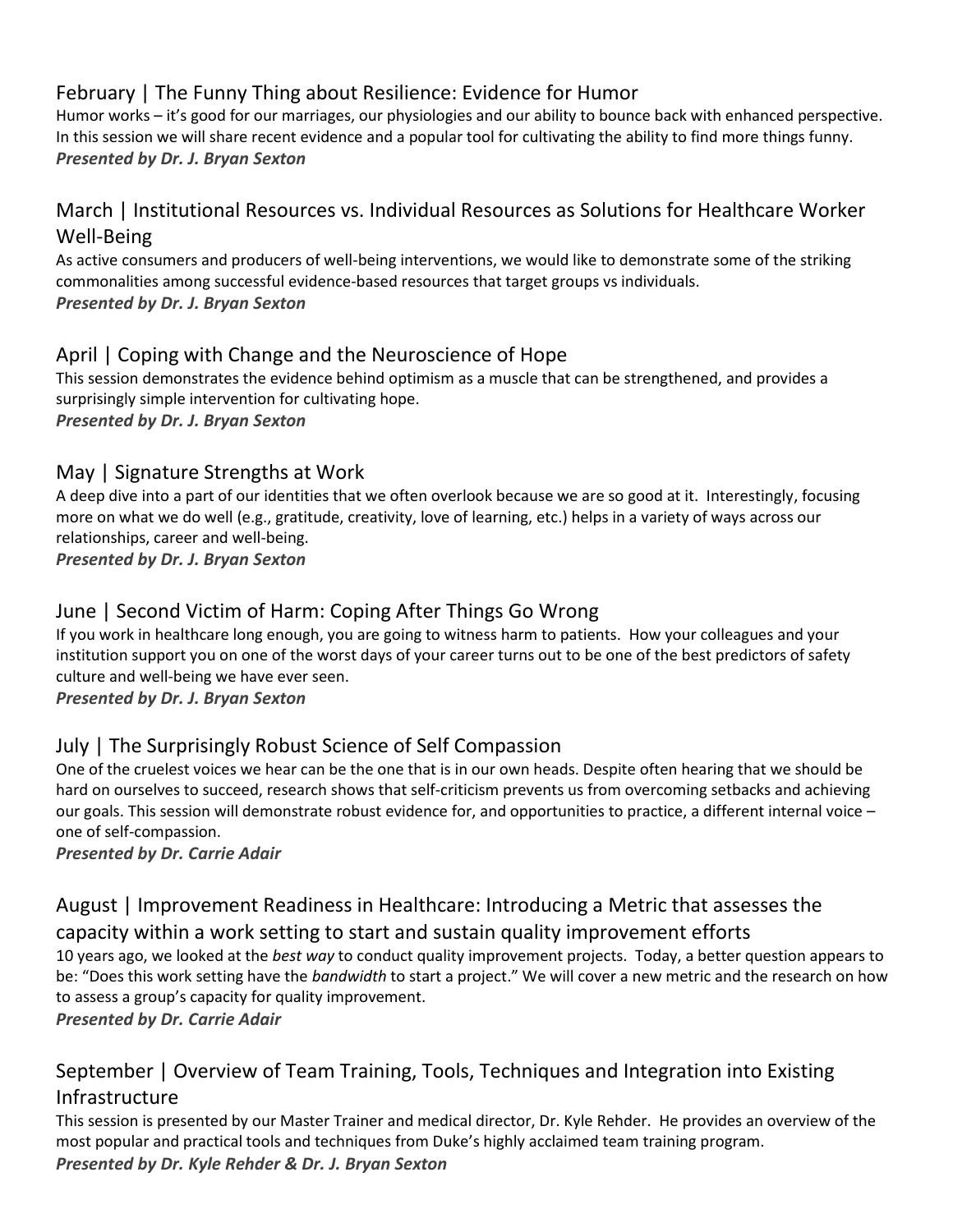## February | The Funny Thing about Resilience: Evidence for Humor

Humor works – it's good for our marriages, our physiologies and our ability to bounce back with enhanced perspective. In this session we will share recent evidence and a popular tool for cultivating the ability to find more things funny.

***Presented by Dr. J. Bryan Sexton***

## March | Institutional Resources vs. Individual Resources as Solutions for Healthcare Worker Well-Being

As active consumers and producers of well-being interventions, we would like to demonstrate some of the striking commonalities among successful evidence-based resources that target groups vs individuals.

***Presented by Dr. J. Bryan Sexton***

## April | Coping with Change and the Neuroscience of Hope

This session demonstrates the evidence behind optimism as a muscle that can be strengthened, and provides a surprisingly simple intervention for cultivating hope.

***Presented by Dr. J. Bryan Sexton***

## May | Signature Strengths at Work

A deep dive into a part of our identities that we often overlook because we are so good at it. Interestingly, focusing more on what we do well (e.g., gratitude, creativity, love of learning, etc.) helps in a variety of ways across our relationships, career and well-being.

***Presented by Dr. J. Bryan Sexton***

## June | Second Victim of Harm: Coping After Things Go Wrong

If you work in healthcare long enough, you are going to witness harm to patients. How your colleagues and your institution support you on one of the worst days of your career turns out to be one of the best predictors of safety culture and well-being we have ever seen.

***Presented by Dr. J. Bryan Sexton***

## July | The Surprisingly Robust Science of Self Compassion

One of the cruelest voices we hear can be the one that is in our own heads. Despite often hearing that we should be hard on ourselves to succeed, research shows that self-criticism prevents us from overcoming setbacks and achieving our goals. This session will demonstrate robust evidence for, and opportunities to practice, a different internal voice – one of self-compassion.

***Presented by Dr. Carrie Adair***

## August | Improvement Readiness in Healthcare: Introducing a Metric that assesses the capacity within a work setting to start and sustain quality improvement efforts

10 years ago, we looked at the *best way* to conduct quality improvement projects. Today, a better question appears to be: "Does this work setting have the *bandwidth* to start a project." We will cover a new metric and the research on how to assess a group's capacity for quality improvement.

***Presented by Dr. Carrie Adair***

## September | Overview of Team Training, Tools, Techniques and Integration into Existing Infrastructure

This session is presented by our Master Trainer and medical director, Dr. Kyle Rehder. He provides an overview of the most popular and practical tools and techniques from Duke's highly acclaimed team training program.

***Presented by Dr. Kyle Rehder & Dr. J. Bryan Sexton***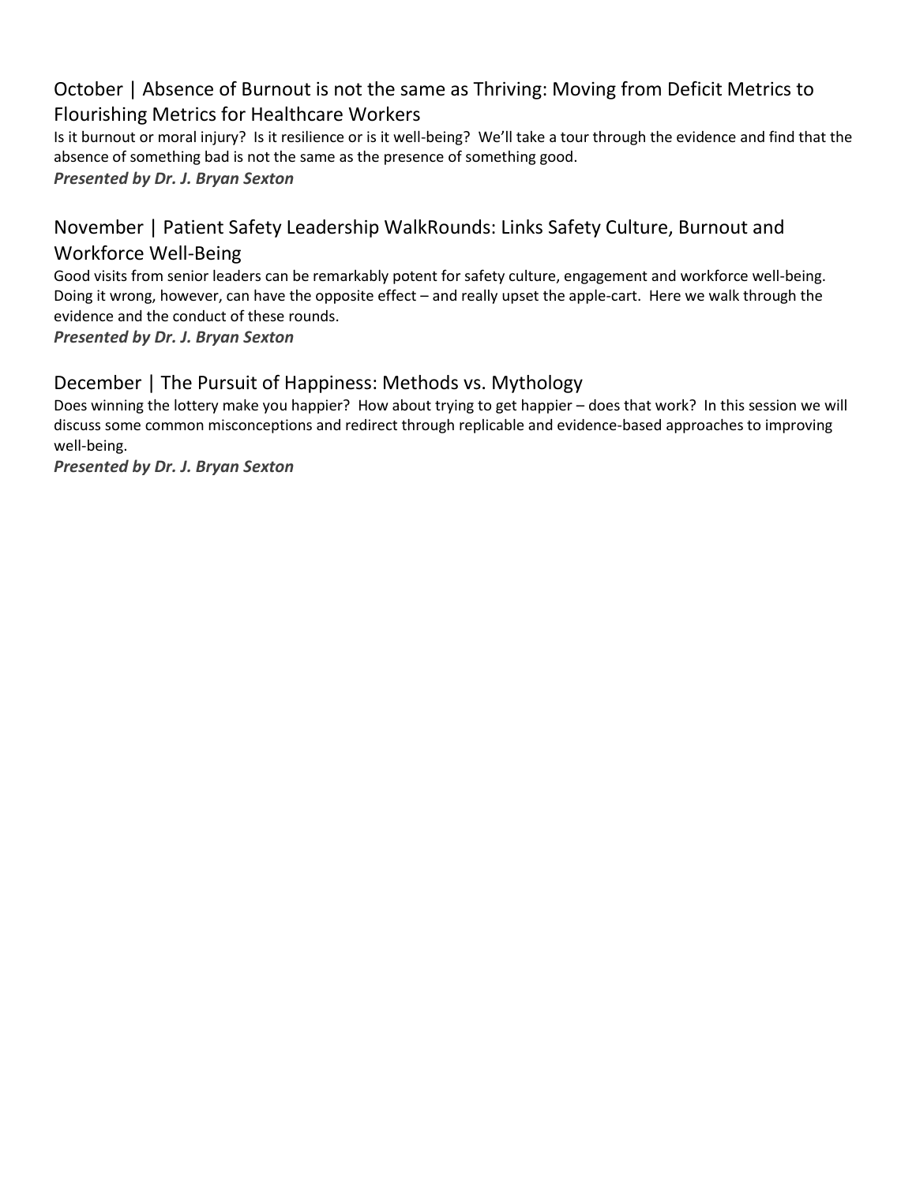## October | Absence of Burnout is not the same as Thriving: Moving from Deficit Metrics to Flourishing Metrics for Healthcare Workers

Is it burnout or moral injury? Is it resilience or is it well-being? We'll take a tour through the evidence and find that the absence of something bad is not the same as the presence of something good.

***Presented by Dr. J. Bryan Sexton***

## November | Patient Safety Leadership WalkRounds: Links Safety Culture, Burnout and Workforce Well-Being

Good visits from senior leaders can be remarkably potent for safety culture, engagement and workforce well-being. Doing it wrong, however, can have the opposite effect – and really upset the apple-cart. Here we walk through the evidence and the conduct of these rounds.

***Presented by Dr. J. Bryan Sexton***

## December | The Pursuit of Happiness: Methods vs. Mythology

Does winning the lottery make you happier? How about trying to get happier – does that work? In this session we will discuss some common misconceptions and redirect through replicable and evidence-based approaches to improving well-being.

***Presented by Dr. J. Bryan Sexton***